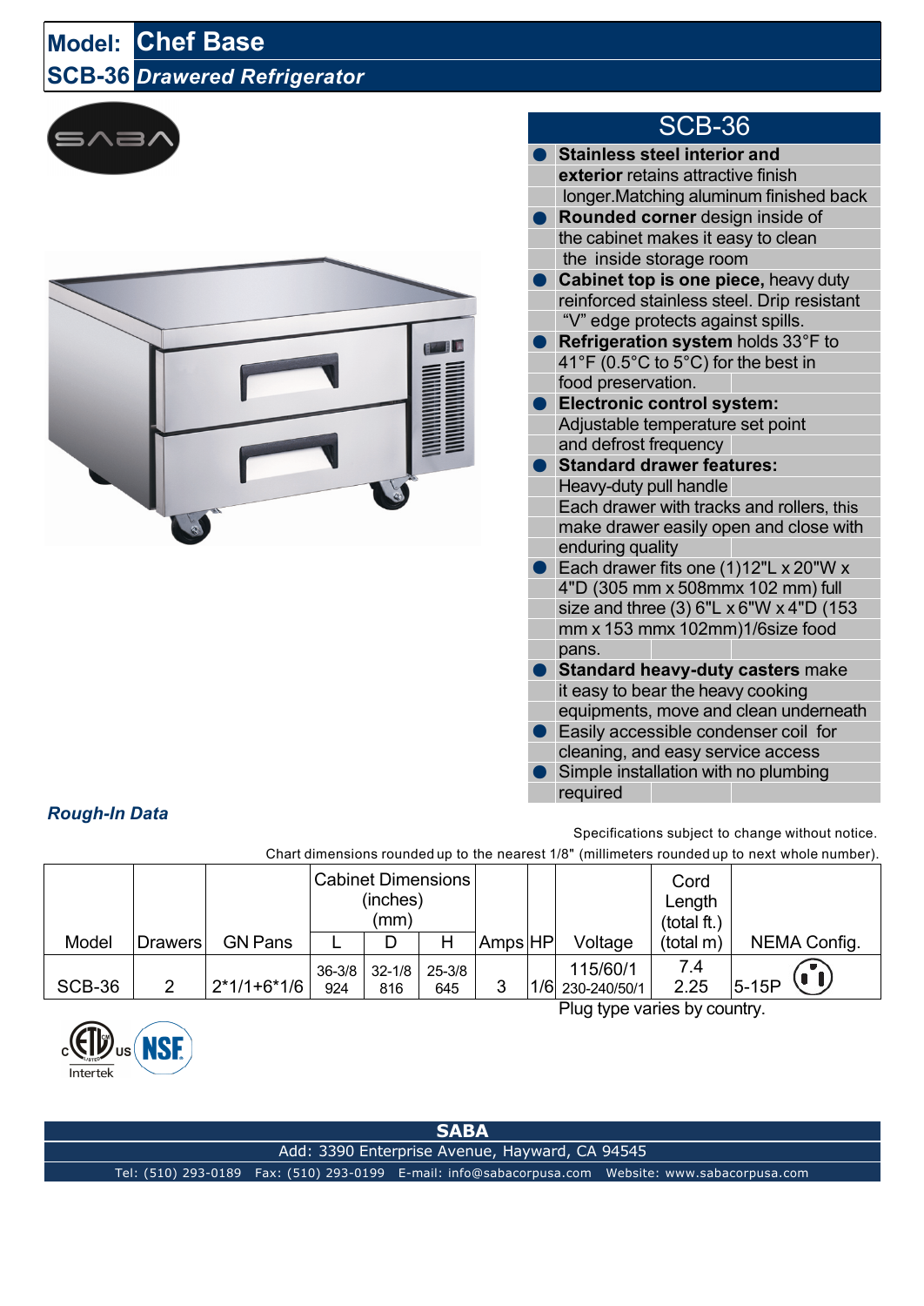# Model: Chef Base

## SCB-36 *Drawered Refrigerator*

## SCB-36

- **Stainless steel interior and exterior** retains attractive finish longer.Matching aluminum finished back
- **Rounded corner** design inside of the cabinet makes it easy to clean the inside storage room
- **Cabinet top is one piece,** heavy duty reinforced stainless steel. Drip resistant "V" edge protects against spills.
- **Refrigeration system** holds 33°F to 41°F (0.5°C to 5°C) for the best in food preservation.
- **Electronic control system:** Adjustable temperature set point and defrost frequency
- **Standard drawer features:** Heavy-duty pull handle Each drawer with tracks and rollers, this make drawer easily open and close with enduring quality
- Each drawer fits one (1)12"L x 20"W x 4"D (305 mm x 508mmx 102 mm) full size and three (3) 6"L x 6"W x 4"D (153 mm x 153 mmx 102mm)1/6size food pans.
- **Standard heavy-duty casters** make it easy to bear the heavy cooking equipments, move and clean underneath
- Easily accessible condenser coil for cleaning, and easy service access
- Simple installation with no plumbing required

### *Rough-In Data*

Specifications subject to change without notice.

Chart dimensions rounded up to the nearest 1/8" (millimeters rounded up to next whole number).

| Model | Drawers | GN Pans | Cabinet Dimensions (inches) (mm) | | | Amps | HP | Voltage | Cord Length (total ft.) (total m) | NEMA Config. |
|---|---|---|---|---|---|---|---|---|---|---|
| | | | L | D | H | | | | | |
| SCB-36 | 2 | 2*1/1+6*1/6 | 36-3/8<br>924 | 32-1/8<br>816 | 25-3/8<br>645 | 3 | 1/6 | 115/60/1<br>230-240/50/1 | 7.4<br>2.25 | 5-15P |

Plug type varies by country.

Intertek

**SABA**

Add: 3390 Enterprise Avenue, Hayward, CA 94545

Tel: (510) 293-0189 Fax: (510) 293-0199 E-mail: info@sabacorpusa.com Website: www.sabacorpusa.com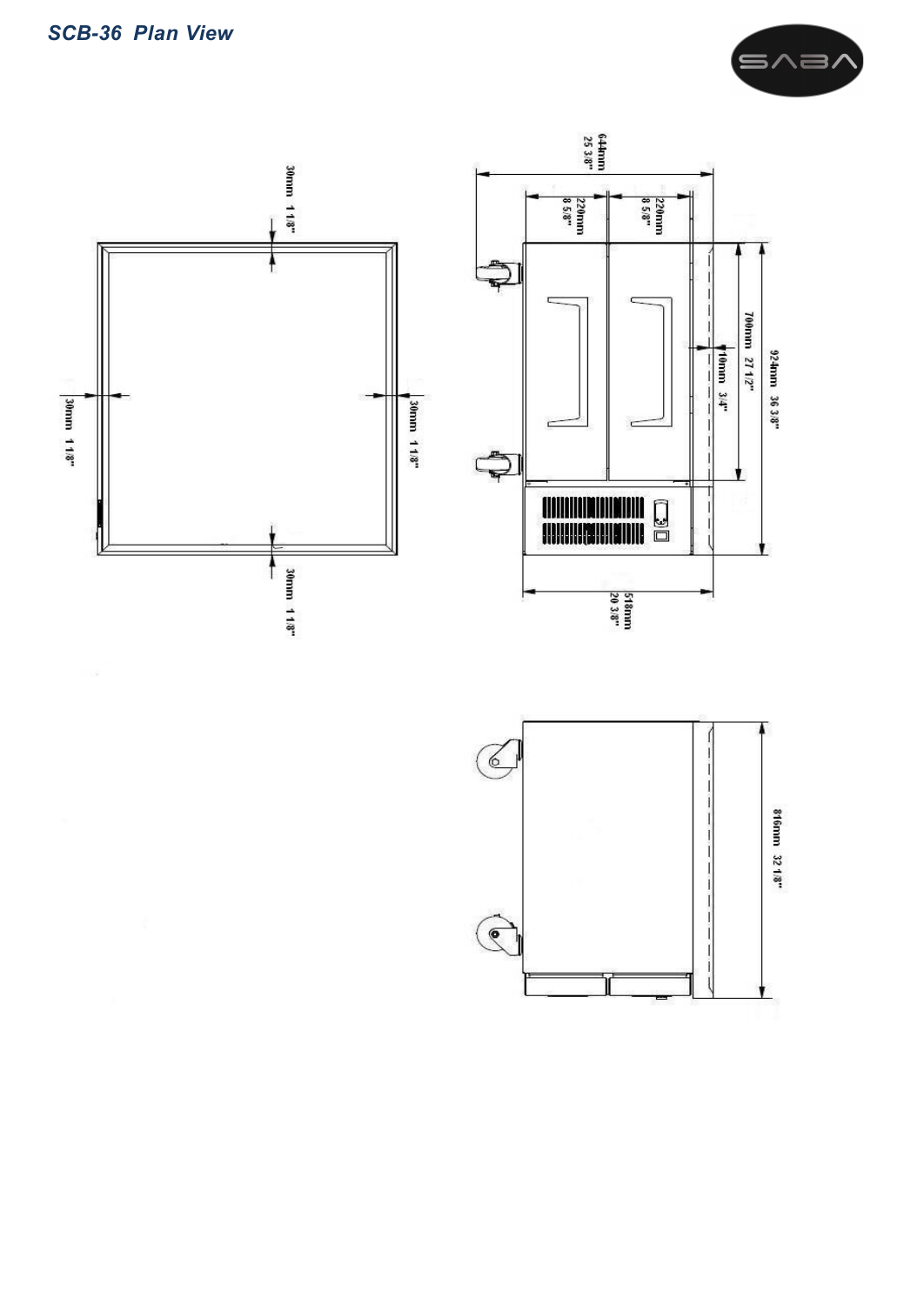# SCB-36 Plan View

30mm 1 1/8"

30mm 1 1/8"

30mm 1 1/8"

30mm 1 1/8"

644mm 25 3/8"

220mm 8 5/8"

220mm 8 5/8"

700mm 27 1/2"

10mm 3/4"

924mm 36 3/8"

518mm 20 3/8"

816mm 32 1/8"